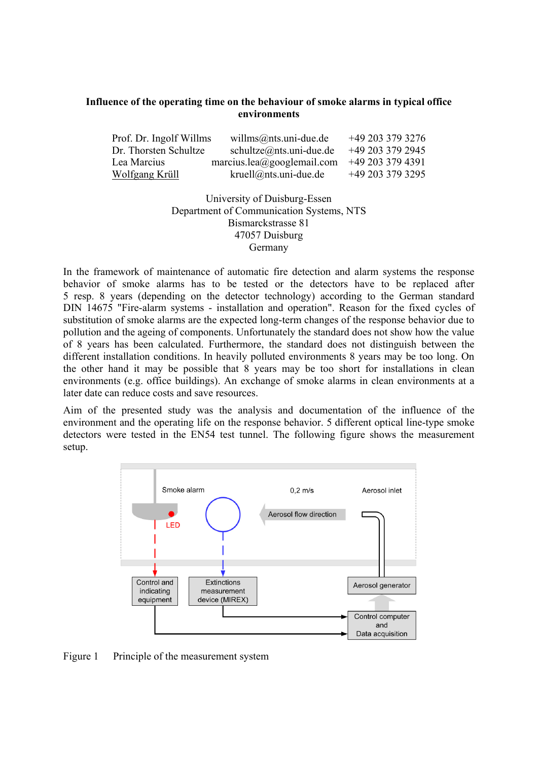**Influence of the operating time on the behaviour of smoke alarms in typical office environments**

| | | |
|---|---|---|
| Prof. Dr. Ingolf Willms | willms@nts.uni-due.de | +49 203 379 3276 |
| Dr. Thorsten Schultze | schultze@nts.uni-due.de | +49 203 379 2945 |
| Lea Marcius | marcius.lea@googlemail.com | +49 203 379 4391 |
| Wolfgang Krüll | kruell@nts.uni-due.de | +49 203 379 3295 |

University of Duisburg-Essen
Department of Communication Systems, NTS
Bismarckstrasse 81
47057 Duisburg
Germany

In the framework of maintenance of automatic fire detection and alarm systems the response behavior of smoke alarms has to be tested or the detectors have to be replaced after 5 resp. 8 years (depending on the detector technology) according to the German standard DIN 14675 "Fire-alarm systems - installation and operation". Reason for the fixed cycles of substitution of smoke alarms are the expected long-term changes of the response behavior due to pollution and the ageing of components. Unfortunately the standard does not show how the value of 8 years has been calculated. Furthermore, the standard does not distinguish between the different installation conditions. In heavily polluted environments 8 years may be too long. On the other hand it may be possible that 8 years may be too short for installations in clean environments (e.g. office buildings). An exchange of smoke alarms in clean environments at a later date can reduce costs and save resources.

Aim of the presented study was the analysis and documentation of the influence of the environment and the operating life on the response behavior. 5 different optical line-type smoke detectors were tested in the EN54 test tunnel. The following figure shows the measurement setup.

Figure 1 Principle of the measurement system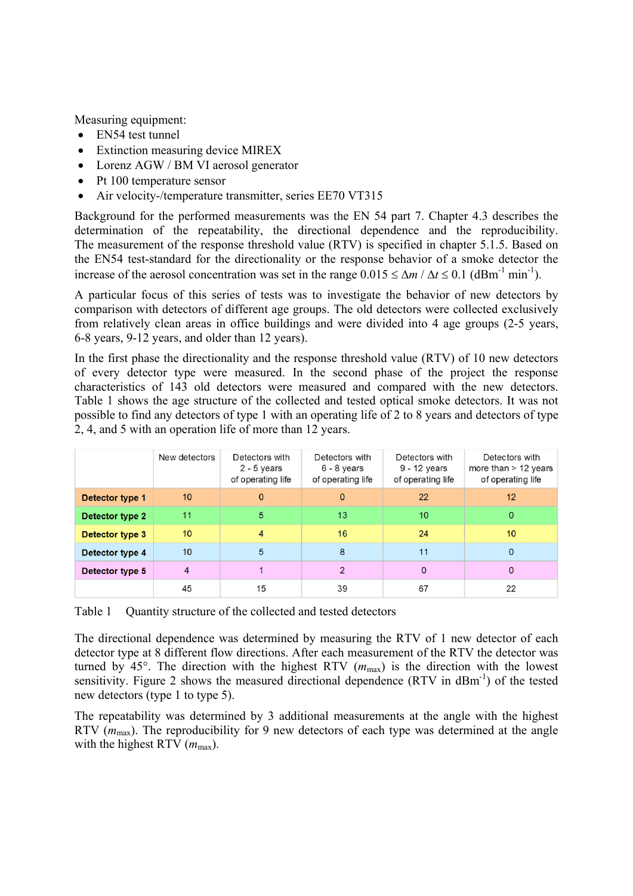Measuring equipment:

- EN54 test tunnel
- Extinction measuring device MIREX
- Lorenz AGW / BM VI aerosol generator
- Pt 100 temperature sensor
- Air velocity-/temperature transmitter, series EE70 VT315

Background for the performed measurements was the EN 54 part 7. Chapter 4.3 describes the determination of the repeatability, the directional dependence and the reproducibility. The measurement of the response threshold value (RTV) is specified in chapter 5.1.5. Based on the EN54 test-standard for the directionality or the response behavior of a smoke detector the increase of the aerosol concentration was set in the range $0.015 \leq \Delta m / \Delta t \leq 0.1$ (dBm$^{-1}$ min$^{-1}$).

A particular focus of this series of tests was to investigate the behavior of new detectors by comparison with detectors of different age groups. The old detectors were collected exclusively from relatively clean areas in office buildings and were divided into 4 age groups (2-5 years, 6-8 years, 9-12 years, and older than 12 years).

In the first phase the directionality and the response threshold value (RTV) of 10 new detectors of every detector type were measured. In the second phase of the project the response characteristics of 143 old detectors were measured and compared with the new detectors. Table 1 shows the age structure of the collected and tested optical smoke detectors. It was not possible to find any detectors of type 1 with an operating life of 2 to 8 years and detectors of type 2, 4, and 5 with an operation life of more than 12 years.

| | New detectors | Detectors with 2 - 5 years of operating life | Detectors with 6 - 8 years of operating life | Detectors with 9 - 12 years of operating life | Detectors with more than > 12 years of operating life |
|---|---|---|---|---|---|
| **Detector type 1** | 10 | 0 | 0 | 22 | 12 |
| **Detector type 2** | 11 | 5 | 13 | 10 | 0 |
| **Detector type 3** | 10 | 4 | 16 | 24 | 10 |
| **Detector type 4** | 10 | 5 | 8 | 11 | 0 |
| **Detector type 5** | 4 | 1 | 2 | 0 | 0 |
| | 45 | 15 | 39 | 67 | 22 |

Table 1 Quantity structure of the collected and tested detectors

The directional dependence was determined by measuring the RTV of 1 new detector of each detector type at 8 different flow directions. After each measurement of the RTV the detector was turned by 45°. The direction with the highest RTV ($m_{max}$) is the direction with the lowest sensitivity. Figure 2 shows the measured directional dependence (RTV in dBm$^{-1}$) of the tested new detectors (type 1 to type 5).

The repeatability was determined by 3 additional measurements at the angle with the highest RTV ($m_{max}$). The reproducibility for 9 new detectors of each type was determined at the angle with the highest RTV ($m_{max}$).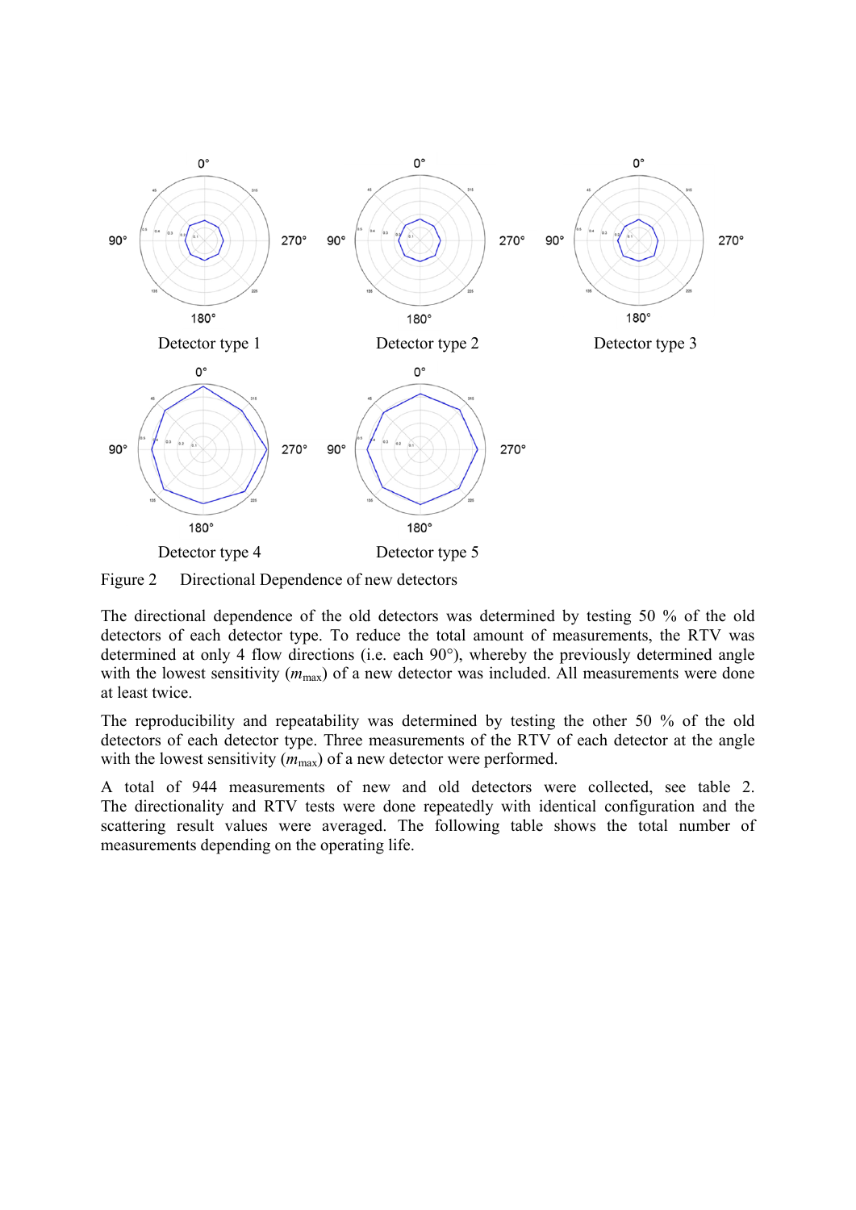Detector type 1

Detector type 2

Detector type 3

Detector type 4

Detector type 5

Figure 2 Directional Dependence of new detectors

The directional dependence of the old detectors was determined by testing 50 % of the old detectors of each detector type. To reduce the total amount of measurements, the RTV was determined at only 4 flow directions (i.e. each 90°), whereby the previously determined angle with the lowest sensitivity ($m_{max}$) of a new detector was included. All measurements were done at least twice.

The reproducibility and repeatability was determined by testing the other 50 % of the old detectors of each detector type. Three measurements of the RTV of each detector at the angle with the lowest sensitivity ($m_{max}$) of a new detector were performed.

A total of 944 measurements of new and old detectors were collected, see table 2. The directionality and RTV tests were done repeatedly with identical configuration and the scattering result values were averaged. The following table shows the total number of measurements depending on the operating life.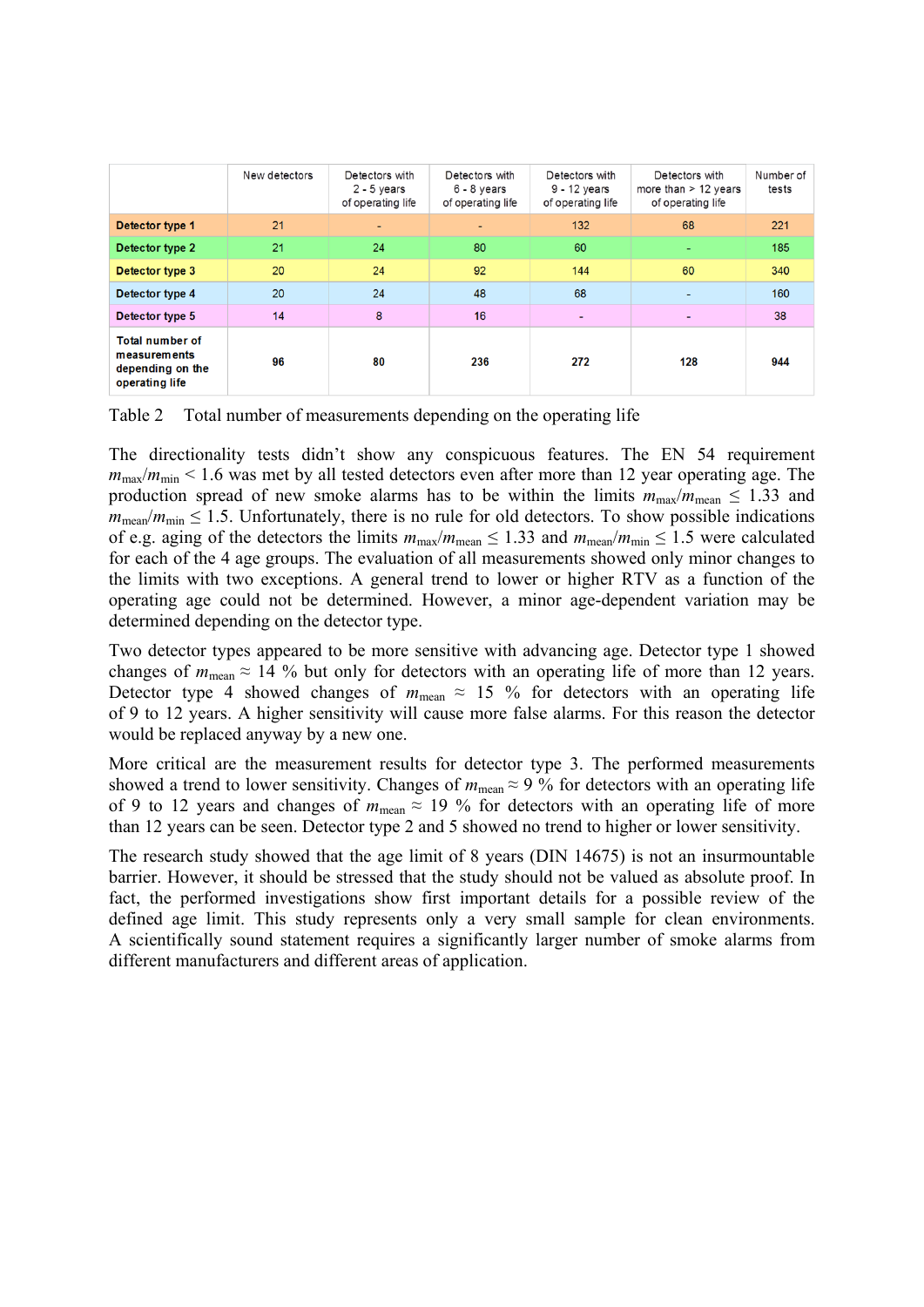| | New detectors | Detectors with 2 - 5 years of operating life | Detectors with 6 - 8 years of operating life | Detectors with 9 - 12 years of operating life | Detectors with more than > 12 years of operating life | Number of tests |
|---|---|---|---|---|---|---|
| **Detector type 1** | 21 | - | - | 132 | 68 | 221 |
| **Detector type 2** | 21 | 24 | 80 | 60 | - | 185 |
| **Detector type 3** | 20 | 24 | 92 | 144 | 60 | 340 |
| **Detector type 4** | 20 | 24 | 48 | 68 | - | 160 |
| **Detector type 5** | 14 | 8 | 16 | - | - | 38 |
| **Total number of measurements depending on the operating life** | **96** | **80** | **236** | **272** | **128** | **944** |

Table 2 Total number of measurements depending on the operating life

The directionality tests didn't show any conspicuous features. The EN 54 requirement $m_{max}/m_{min} < 1.6$ was met by all tested detectors even after more than 12 year operating age. The production spread of new smoke alarms has to be within the limits $m_{max}/m_{mean} \leq 1.33$ and $m_{mean}/m_{min} \leq 1.5$. Unfortunately, there is no rule for old detectors. To show possible indications of e.g. aging of the detectors the limits $m_{max}/m_{mean} \leq 1.33$ and $m_{mean}/m_{min} \leq 1.5$ were calculated for each of the 4 age groups. The evaluation of all measurements showed only minor changes to the limits with two exceptions. A general trend to lower or higher RTV as a function of the operating age could not be determined. However, a minor age-dependent variation may be determined depending on the detector type.

Two detector types appeared to be more sensitive with advancing age. Detector type 1 showed changes of $m_{mean} \approx 14$ % but only for detectors with an operating life of more than 12 years. Detector type 4 showed changes of $m_{mean} \approx 15$ % for detectors with an operating life of 9 to 12 years. A higher sensitivity will cause more false alarms. For this reason the detector would be replaced anyway by a new one.

More critical are the measurement results for detector type 3. The performed measurements showed a trend to lower sensitivity. Changes of $m_{mean} \approx 9$ % for detectors with an operating life of 9 to 12 years and changes of $m_{mean} \approx 19$ % for detectors with an operating life of more than 12 years can be seen. Detector type 2 and 5 showed no trend to higher or lower sensitivity.

The research study showed that the age limit of 8 years (DIN 14675) is not an insurmountable barrier. However, it should be stressed that the study should not be valued as absolute proof. In fact, the performed investigations show first important details for a possible review of the defined age limit. This study represents only a very small sample for clean environments. A scientifically sound statement requires a significantly larger number of smoke alarms from different manufacturers and different areas of application.